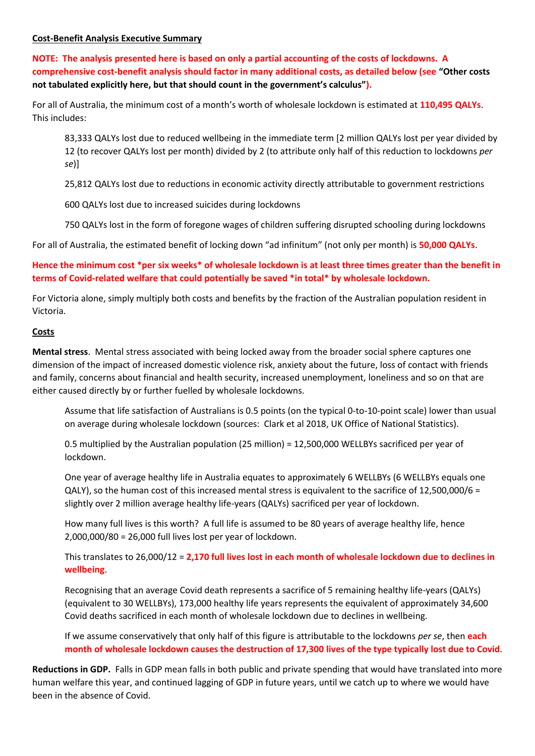**Cost-Benefit Analysis Executive Summary**

**NOTE: The analysis presented here is based on only a partial accounting of the costs of lockdowns. A comprehensive cost-benefit analysis should factor in many additional costs, as detailed below (see "Other costs not tabulated explicitly here, but that should count in the government's calculus").**

For all of Australia, the minimum cost of a month's worth of wholesale lockdown is estimated at **110,495 QALYs**. This includes:

> 83,333 QALYs lost due to reduced wellbeing in the immediate term [2 million QALYs lost per year divided by 12 (to recover QALYs lost per month) divided by 2 (to attribute only half of this reduction to lockdowns *per se*)]
>
> 25,812 QALYs lost due to reductions in economic activity directly attributable to government restrictions
>
> 600 QALYs lost due to increased suicides during lockdowns
>
> 750 QALYs lost in the form of foregone wages of children suffering disrupted schooling during lockdowns

For all of Australia, the estimated benefit of locking down "ad infinitum" (not only per month) is **50,000 QALYs**.

**Hence the minimum cost \*per six weeks\* of wholesale lockdown is at least three times greater than the benefit in terms of Covid-related welfare that could potentially be saved \*in total\* by wholesale lockdown.**

For Victoria alone, simply multiply both costs and benefits by the fraction of the Australian population resident in Victoria.

**Costs**

**Mental stress**. Mental stress associated with being locked away from the broader social sphere captures one dimension of the impact of increased domestic violence risk, anxiety about the future, loss of contact with friends and family, concerns about financial and health security, increased unemployment, loneliness and so on that are either caused directly by or further fuelled by wholesale lockdowns.

> Assume that life satisfaction of Australians is 0.5 points (on the typical 0-to-10-point scale) lower than usual on average during wholesale lockdown (sources: Clark et al 2018, UK Office of National Statistics).
>
> 0.5 multiplied by the Australian population (25 million) = 12,500,000 WELLBYs sacrificed per year of lockdown.
>
> One year of average healthy life in Australia equates to approximately 6 WELLBYs (6 WELLBYs equals one QALY), so the human cost of this increased mental stress is equivalent to the sacrifice of 12,500,000/6 = slightly over 2 million average healthy life-years (QALYs) sacrificed per year of lockdown.
>
> How many full lives is this worth? A full life is assumed to be 80 years of average healthy life, hence 2,000,000/80 = 26,000 full lives lost per year of lockdown.
>
> This translates to 26,000/12 = **2,170 full lives lost in each month of wholesale lockdown due to declines in wellbeing**.
>
> Recognising that an average Covid death represents a sacrifice of 5 remaining healthy life-years (QALYs) (equivalent to 30 WELLBYs), 173,000 healthy life years represents the equivalent of approximately 34,600 Covid deaths sacrificed in each month of wholesale lockdown due to declines in wellbeing.
>
> If we assume conservatively that only half of this figure is attributable to the lockdowns *per se*, then **each month of wholesale lockdown causes the destruction of 17,300 lives of the type typically lost due to Covid**.

**Reductions in GDP.** Falls in GDP mean falls in both public and private spending that would have translated into more human welfare this year, and continued lagging of GDP in future years, until we catch up to where we would have been in the absence of Covid.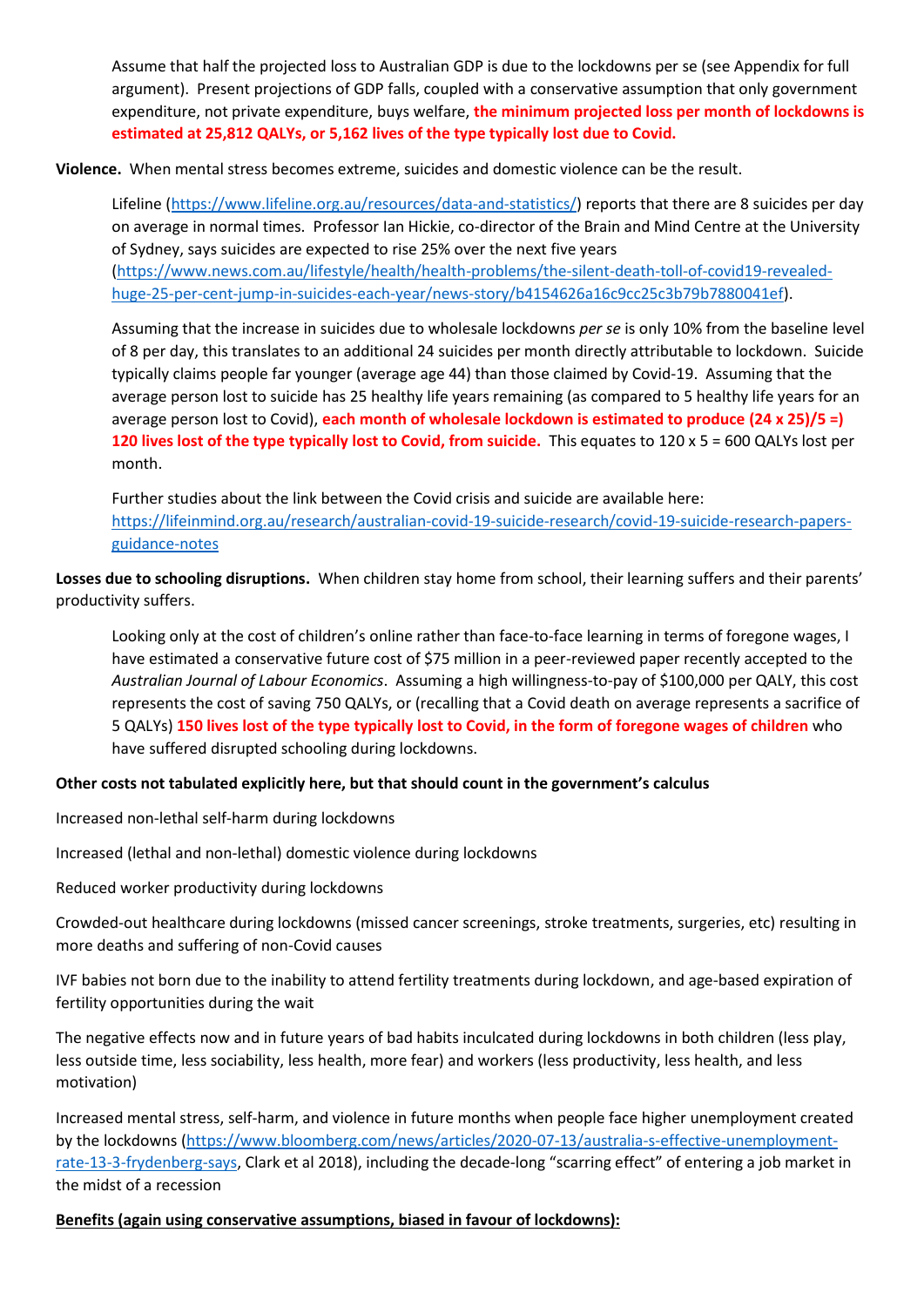Assume that half the projected loss to Australian GDP is due to the lockdowns per se (see Appendix for full argument). Present projections of GDP falls, coupled with a conservative assumption that only government expenditure, not private expenditure, buys welfare, **the minimum projected loss per month of lockdowns is estimated at 25,812 QALYs, or 5,162 lives of the type typically lost due to Covid.**

**Violence.** When mental stress becomes extreme, suicides and domestic violence can be the result.

Lifeline (https://www.lifeline.org.au/resources/data-and-statistics/) reports that there are 8 suicides per day on average in normal times. Professor Ian Hickie, co-director of the Brain and Mind Centre at the University of Sydney, says suicides are expected to rise 25% over the next five years (https://www.news.com.au/lifestyle/health/health-problems/the-silent-death-toll-of-covid19-revealed-huge-25-per-cent-jump-in-suicides-each-year/news-story/b4154626a16c9cc25c3b79b7880041ef).

Assuming that the increase in suicides due to wholesale lockdowns *per se* is only 10% from the baseline level of 8 per day, this translates to an additional 24 suicides per month directly attributable to lockdown. Suicide typically claims people far younger (average age 44) than those claimed by Covid-19. Assuming that the average person lost to suicide has 25 healthy life years remaining (as compared to 5 healthy life years for an average person lost to Covid), **each month of wholesale lockdown is estimated to produce (24 x 25)/5 =) 120 lives lost of the type typically lost to Covid, from suicide.** This equates to 120 x 5 = 600 QALYs lost per month.

Further studies about the link between the Covid crisis and suicide are available here: https://lifeinmind.org.au/research/australian-covid-19-suicide-research/covid-19-suicide-research-papers-guidance-notes

**Losses due to schooling disruptions.** When children stay home from school, their learning suffers and their parents' productivity suffers.

Looking only at the cost of children's online rather than face-to-face learning in terms of foregone wages, I have estimated a conservative future cost of $75 million in a peer-reviewed paper recently accepted to the *Australian Journal of Labour Economics*. Assuming a high willingness-to-pay of $100,000 per QALY, this cost represents the cost of saving 750 QALYs, or (recalling that a Covid death on average represents a sacrifice of 5 QALYs) **150 lives lost of the type typically lost to Covid, in the form of foregone wages of children** who have suffered disrupted schooling during lockdowns.

**Other costs not tabulated explicitly here, but that should count in the government's calculus**

Increased non-lethal self-harm during lockdowns

Increased (lethal and non-lethal) domestic violence during lockdowns

Reduced worker productivity during lockdowns

Crowded-out healthcare during lockdowns (missed cancer screenings, stroke treatments, surgeries, etc) resulting in more deaths and suffering of non-Covid causes

IVF babies not born due to the inability to attend fertility treatments during lockdown, and age-based expiration of fertility opportunities during the wait

The negative effects now and in future years of bad habits inculcated during lockdowns in both children (less play, less outside time, less sociability, less health, more fear) and workers (less productivity, less health, and less motivation)

Increased mental stress, self-harm, and violence in future months when people face higher unemployment created by the lockdowns (https://www.bloomberg.com/news/articles/2020-07-13/australia-s-effective-unemployment-rate-13-3-frydenberg-says, Clark et al 2018), including the decade-long "scarring effect" of entering a job market in the midst of a recession

**Benefits (again using conservative assumptions, biased in favour of lockdowns):**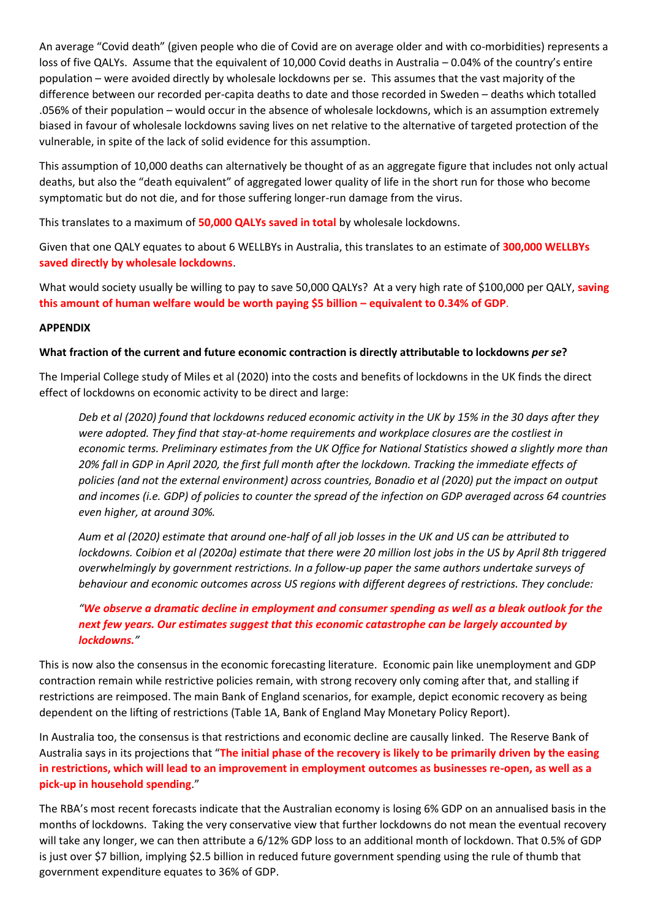An average "Covid death" (given people who die of Covid are on average older and with co-morbidities) represents a loss of five QALYs. Assume that the equivalent of 10,000 Covid deaths in Australia – 0.04% of the country's entire population – were avoided directly by wholesale lockdowns per se. This assumes that the vast majority of the difference between our recorded per-capita deaths to date and those recorded in Sweden – deaths which totalled .056% of their population – would occur in the absence of wholesale lockdowns, which is an assumption extremely biased in favour of wholesale lockdowns saving lives on net relative to the alternative of targeted protection of the vulnerable, in spite of the lack of solid evidence for this assumption.

This assumption of 10,000 deaths can alternatively be thought of as an aggregate figure that includes not only actual deaths, but also the "death equivalent" of aggregated lower quality of life in the short run for those who become symptomatic but do not die, and for those suffering longer-run damage from the virus.

This translates to a maximum of **50,000 QALYs saved in total** by wholesale lockdowns.

Given that one QALY equates to about 6 WELLBYs in Australia, this translates to an estimate of **300,000 WELLBYs saved directly by wholesale lockdowns**.

What would society usually be willing to pay to save 50,000 QALYs? At a very high rate of $100,000 per QALY, **saving this amount of human welfare would be worth paying $5 billion – equivalent to 0.34% of GDP**.

**APPENDIX**

**What fraction of the current and future economic contraction is directly attributable to lockdowns *per se*?**

The Imperial College study of Miles et al (2020) into the costs and benefits of lockdowns in the UK finds the direct effect of lockdowns on economic activity to be direct and large:

> *Deb et al (2020) found that lockdowns reduced economic activity in the UK by 15% in the 30 days after they were adopted. They find that stay-at-home requirements and workplace closures are the costliest in economic terms. Preliminary estimates from the UK Office for National Statistics showed a slightly more than 20% fall in GDP in April 2020, the first full month after the lockdown. Tracking the immediate effects of policies (and not the external environment) across countries, Bonadio et al (2020) put the impact on output and incomes (i.e. GDP) of policies to counter the spread of the infection on GDP averaged across 64 countries even higher, at around 30%.*
>
> *Aum et al (2020) estimate that around one-half of all job losses in the UK and US can be attributed to lockdowns. Coibion et al (2020a) estimate that there were 20 million lost jobs in the US by April 8th triggered overwhelmingly by government restrictions. In a follow-up paper the same authors undertake surveys of behaviour and economic outcomes across US regions with different degrees of restrictions. They conclude:*
>
> ***"We observe a dramatic decline in employment and consumer spending as well as a bleak outlook for the next few years. Our estimates suggest that this economic catastrophe can be largely accounted by lockdowns."***

This is now also the consensus in the economic forecasting literature. Economic pain like unemployment and GDP contraction remain while restrictive policies remain, with strong recovery only coming after that, and stalling if restrictions are reimposed. The main Bank of England scenarios, for example, depict economic recovery as being dependent on the lifting of restrictions (Table 1A, Bank of England May Monetary Policy Report).

In Australia too, the consensus is that restrictions and economic decline are causally linked. The Reserve Bank of Australia says in its projections that "**The initial phase of the recovery is likely to be primarily driven by the easing in restrictions, which will lead to an improvement in employment outcomes as businesses re-open, as well as a pick-up in household spending**."

The RBA's most recent forecasts indicate that the Australian economy is losing 6% GDP on an annualised basis in the months of lockdowns. Taking the very conservative view that further lockdowns do not mean the eventual recovery will take any longer, we can then attribute a 6/12% GDP loss to an additional month of lockdown. That 0.5% of GDP is just over $7 billion, implying $2.5 billion in reduced future government spending using the rule of thumb that government expenditure equates to 36% of GDP.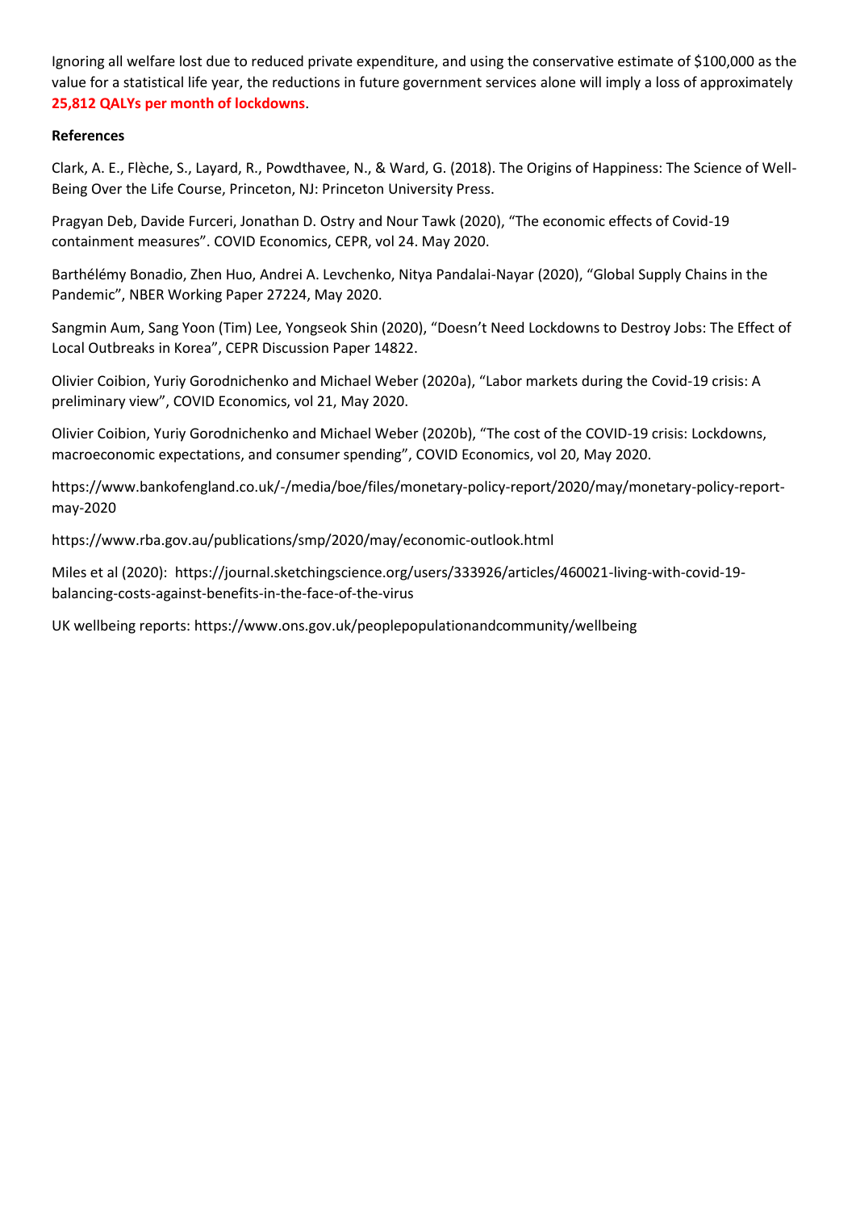Ignoring all welfare lost due to reduced private expenditure, and using the conservative estimate of $100,000 as the value for a statistical life year, the reductions in future government services alone will imply a loss of approximately **25,812 QALYs per month of lockdowns**.

**References**

Clark, A. E., Flèche, S., Layard, R., Powdthavee, N., & Ward, G. (2018). The Origins of Happiness: The Science of Well-Being Over the Life Course, Princeton, NJ: Princeton University Press.

Pragyan Deb, Davide Furceri, Jonathan D. Ostry and Nour Tawk (2020), "The economic effects of Covid-19 containment measures". COVID Economics, CEPR, vol 24. May 2020.

Barthélémy Bonadio, Zhen Huo, Andrei A. Levchenko, Nitya Pandalai-Nayar (2020), "Global Supply Chains in the Pandemic", NBER Working Paper 27224, May 2020.

Sangmin Aum, Sang Yoon (Tim) Lee, Yongseok Shin (2020), "Doesn't Need Lockdowns to Destroy Jobs: The Effect of Local Outbreaks in Korea", CEPR Discussion Paper 14822.

Olivier Coibion, Yuriy Gorodnichenko and Michael Weber (2020a), "Labor markets during the Covid-19 crisis: A preliminary view", COVID Economics, vol 21, May 2020.

Olivier Coibion, Yuriy Gorodnichenko and Michael Weber (2020b), "The cost of the COVID-19 crisis: Lockdowns, macroeconomic expectations, and consumer spending", COVID Economics, vol 20, May 2020.

https://www.bankofengland.co.uk/-/media/boe/files/monetary-policy-report/2020/may/monetary-policy-report-may-2020

https://www.rba.gov.au/publications/smp/2020/may/economic-outlook.html

Miles et al (2020): https://journal.sketchingscience.org/users/333926/articles/460021-living-with-covid-19-balancing-costs-against-benefits-in-the-face-of-the-virus

UK wellbeing reports: https://www.ons.gov.uk/peoplepopulationandcommunity/wellbeing